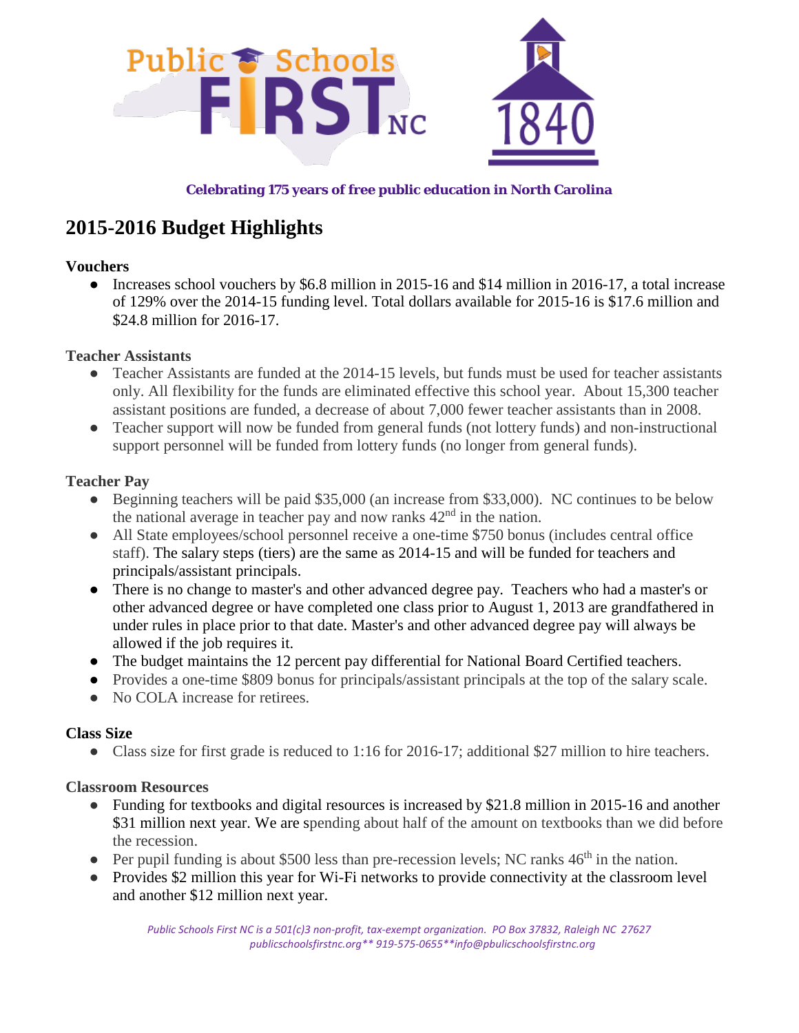Public Schools FIRST NC

1840

**Celebrating 175 years of free public education in North Carolina**

# 2015-2016 Budget Highlights

### Vouchers

- Increases school vouchers by $6.8 million in 2015-16 and $14 million in 2016-17, a total increase of 129% over the 2014-15 funding level. Total dollars available for 2015-16 is $17.6 million and $24.8 million for 2016-17.

### Teacher Assistants

- Teacher Assistants are funded at the 2014-15 levels, but funds must be used for teacher assistants only. All flexibility for the funds are eliminated effective this school year. About 15,300 teacher assistant positions are funded, a decrease of about 7,000 fewer teacher assistants than in 2008.
- Teacher support will now be funded from general funds (not lottery funds) and non-instructional support personnel will be funded from lottery funds (no longer from general funds).

### Teacher Pay

- Beginning teachers will be paid $35,000 (an increase from $33,000). NC continues to be below the national average in teacher pay and now ranks 42nd in the nation.
- All State employees/school personnel receive a one-time $750 bonus (includes central office staff). The salary steps (tiers) are the same as 2014-15 and will be funded for teachers and principals/assistant principals.
- There is no change to master's and other advanced degree pay. Teachers who had a master's or other advanced degree or have completed one class prior to August 1, 2013 are grandfathered in under rules in place prior to that date. Master's and other advanced degree pay will always be allowed if the job requires it.
- The budget maintains the 12 percent pay differential for National Board Certified teachers.
- Provides a one-time $809 bonus for principals/assistant principals at the top of the salary scale.
- No COLA increase for retirees.

### Class Size

- Class size for first grade is reduced to 1:16 for 2016-17; additional $27 million to hire teachers.

### Classroom Resources

- Funding for textbooks and digital resources is increased by $21.8 million in 2015-16 and another $31 million next year. We are spending about half of the amount on textbooks than we did before the recession.
- Per pupil funding is about $500 less than pre-recession levels; NC ranks 46th in the nation.
- Provides $2 million this year for Wi-Fi networks to provide connectivity at the classroom level and another $12 million next year.

*Public Schools First NC is a 501(c)3 non-profit, tax-exempt organization. PO Box 37832, Raleigh NC 27627*
*publicschoolsfirstnc.org** 919-575-0655**info@pbulicschoolsfirstnc.org*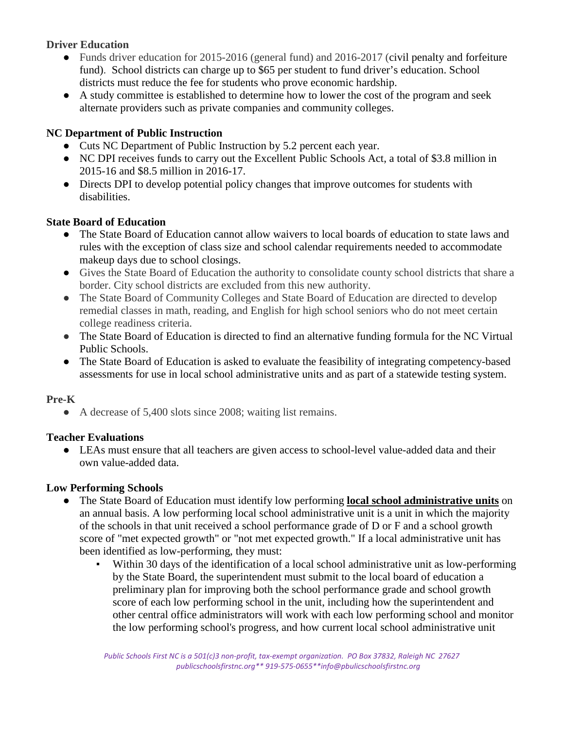**Driver Education**

- Funds driver education for 2015-2016 (general fund) and 2016-2017 (civil penalty and forfeiture fund). School districts can charge up to $65 per student to fund driver's education. School districts must reduce the fee for students who prove economic hardship.
- A study committee is established to determine how to lower the cost of the program and seek alternate providers such as private companies and community colleges.

**NC Department of Public Instruction**

- Cuts NC Department of Public Instruction by 5.2 percent each year.
- NC DPI receives funds to carry out the Excellent Public Schools Act, a total of $3.8 million in 2015-16 and $8.5 million in 2016-17.
- Directs DPI to develop potential policy changes that improve outcomes for students with disabilities.

**State Board of Education**

- The State Board of Education cannot allow waivers to local boards of education to state laws and rules with the exception of class size and school calendar requirements needed to accommodate makeup days due to school closings.
- Gives the State Board of Education the authority to consolidate county school districts that share a border. City school districts are excluded from this new authority.
- The State Board of Community Colleges and State Board of Education are directed to develop remedial classes in math, reading, and English for high school seniors who do not meet certain college readiness criteria.
- The State Board of Education is directed to find an alternative funding formula for the NC Virtual Public Schools.
- The State Board of Education is asked to evaluate the feasibility of integrating competency-based assessments for use in local school administrative units and as part of a statewide testing system.

**Pre-K**

- A decrease of 5,400 slots since 2008; waiting list remains.

**Teacher Evaluations**

- LEAs must ensure that all teachers are given access to school-level value-added data and their own value-added data.

**Low Performing Schools**

- The State Board of Education must identify low performing **<u>local school administrative units</u>** on an annual basis. A low performing local school administrative unit is a unit in which the majority of the schools in that unit received a school performance grade of D or F and a school growth score of "met expected growth" or "not met expected growth." If a local administrative unit has been identified as low-performing, they must:
  - Within 30 days of the identification of a local school administrative unit as low-performing by the State Board, the superintendent must submit to the local board of education a preliminary plan for improving both the school performance grade and school growth score of each low performing school in the unit, including how the superintendent and other central office administrators will work with each low performing school and monitor the low performing school's progress, and how current local school administrative unit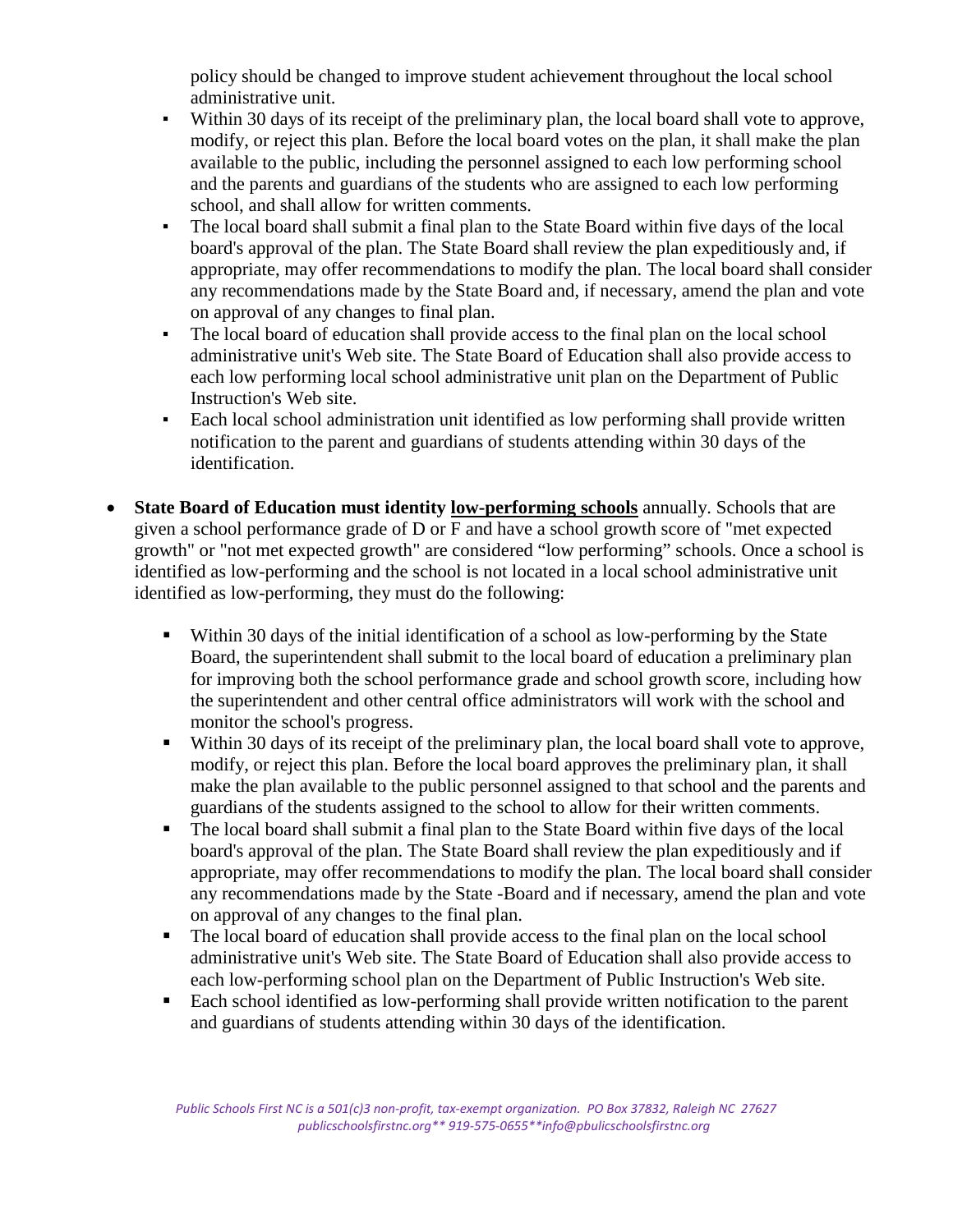policy should be changed to improve student achievement throughout the local school administrative unit.

    - Within 30 days of its receipt of the preliminary plan, the local board shall vote to approve, modify, or reject this plan. Before the local board votes on the plan, it shall make the plan available to the public, including the personnel assigned to each low performing school and the parents and guardians of the students who are assigned to each low performing school, and shall allow for written comments.
    - The local board shall submit a final plan to the State Board within five days of the local board's approval of the plan. The State Board shall review the plan expeditiously and, if appropriate, may offer recommendations to modify the plan. The local board shall consider any recommendations made by the State Board and, if necessary, amend the plan and vote on approval of any changes to final plan.
    - The local board of education shall provide access to the final plan on the local school administrative unit's Web site. The State Board of Education shall also provide access to each low performing local school administrative unit plan on the Department of Public Instruction's Web site.
    - Each local school administration unit identified as low performing shall provide written notification to the parent and guardians of students attending within 30 days of the identification.

- **State Board of Education must identity <u>low-performing schools</u>** annually. Schools that are given a school performance grade of D or F and have a school growth score of "met expected growth" or "not met expected growth" are considered "low performing" schools. Once a school is identified as low-performing and the school is not located in a local school administrative unit identified as low-performing, they must do the following:

    - Within 30 days of the initial identification of a school as low-performing by the State Board, the superintendent shall submit to the local board of education a preliminary plan for improving both the school performance grade and school growth score, including how the superintendent and other central office administrators will work with the school and monitor the school's progress.
    - Within 30 days of its receipt of the preliminary plan, the local board shall vote to approve, modify, or reject this plan. Before the local board approves the preliminary plan, it shall make the plan available to the public personnel assigned to that school and the parents and guardians of the students assigned to the school to allow for their written comments.
    - The local board shall submit a final plan to the State Board within five days of the local board's approval of the plan. The State Board shall review the plan expeditiously and if appropriate, may offer recommendations to modify the plan. The local board shall consider any recommendations made by the State -Board and if necessary, amend the plan and vote on approval of any changes to the final plan.
    - The local board of education shall provide access to the final plan on the local school administrative unit's Web site. The State Board of Education shall also provide access to each low-performing school plan on the Department of Public Instruction's Web site.
    - Each school identified as low-performing shall provide written notification to the parent and guardians of students attending within 30 days of the identification.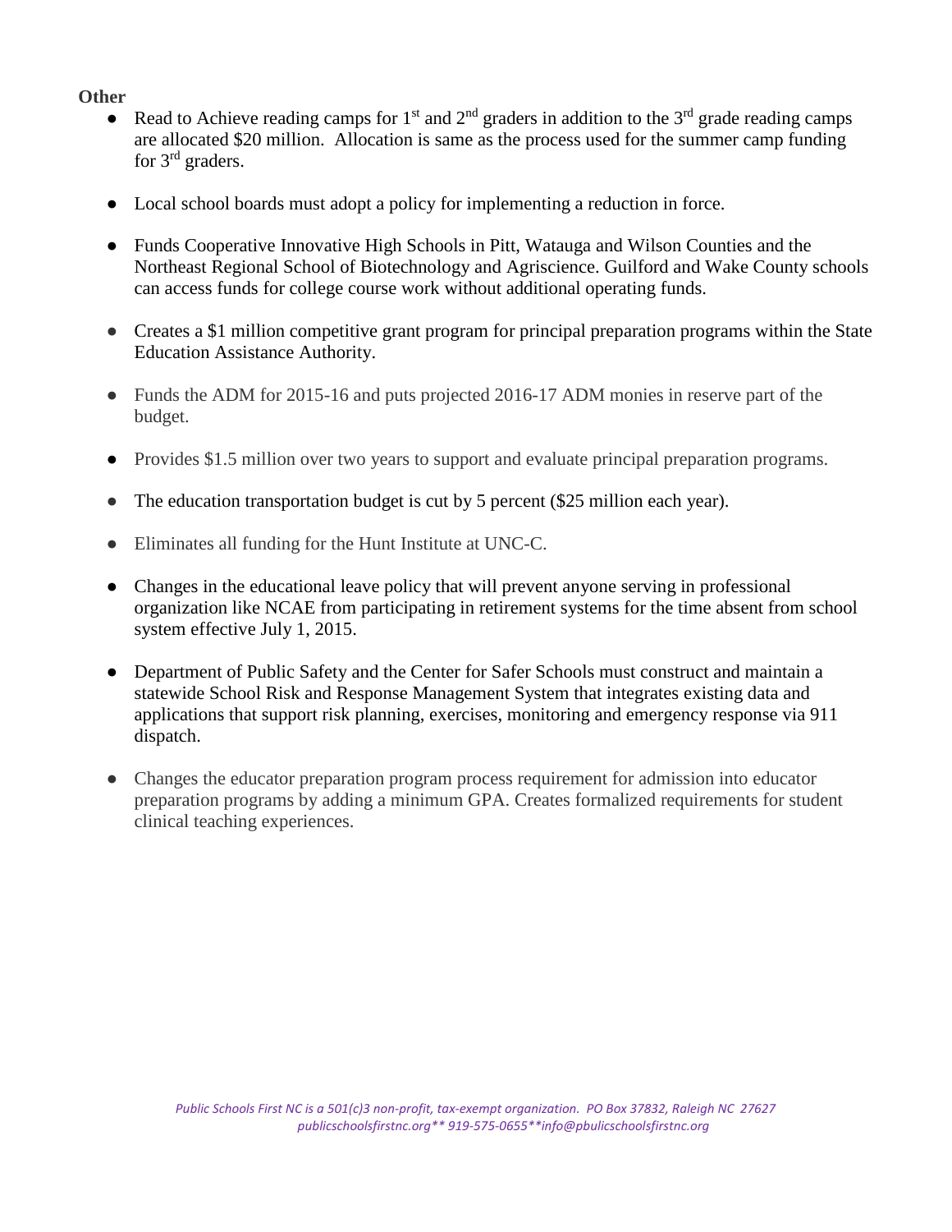**Other**

- Read to Achieve reading camps for 1st and 2nd graders in addition to the 3rd grade reading camps are allocated $20 million. Allocation is same as the process used for the summer camp funding for 3rd graders.
- Local school boards must adopt a policy for implementing a reduction in force.
- Funds Cooperative Innovative High Schools in Pitt, Watauga and Wilson Counties and the Northeast Regional School of Biotechnology and Agriscience. Guilford and Wake County schools can access funds for college course work without additional operating funds.
- Creates a $1 million competitive grant program for principal preparation programs within the State Education Assistance Authority.
- Funds the ADM for 2015-16 and puts projected 2016-17 ADM monies in reserve part of the budget.
- Provides $1.5 million over two years to support and evaluate principal preparation programs.
- The education transportation budget is cut by 5 percent ($25 million each year).
- Eliminates all funding for the Hunt Institute at UNC-C.
- Changes in the educational leave policy that will prevent anyone serving in professional organization like NCAE from participating in retirement systems for the time absent from school system effective July 1, 2015.
- Department of Public Safety and the Center for Safer Schools must construct and maintain a statewide School Risk and Response Management System that integrates existing data and applications that support risk planning, exercises, monitoring and emergency response via 911 dispatch.
- Changes the educator preparation program process requirement for admission into educator preparation programs by adding a minimum GPA. Creates formalized requirements for student clinical teaching experiences.

*Public Schools First NC is a 501(c)3 non-profit, tax-exempt organization. PO Box 37832, Raleigh NC 27627*
*publicschoolsfirstnc.org** 919-575-0655**info@pbulicschoolsfirstnc.org*